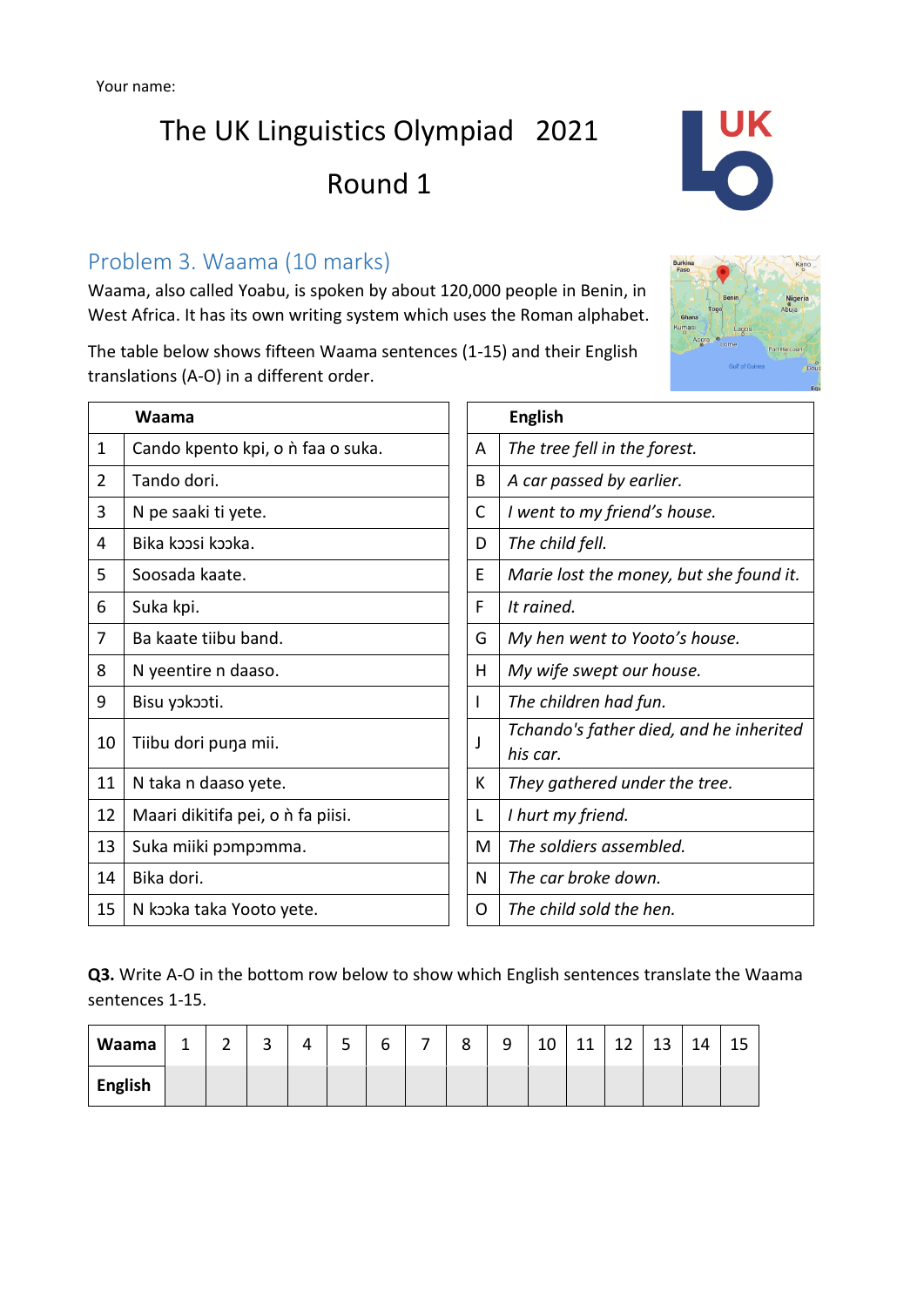Your name:

# The UK Linguistics Olympiad 2021

## Round 1

## Problem 3. Waama (10 marks)

Waama, also called Yoabu, is spoken by about 120,000 people in Benin, in West Africa. It has its own writing system which uses the Roman alphabet.

The table below shows fifteen Waama sentences (1-15) and their English translations (A-O) in a different order.

| | Waama |
|---|---|
| 1 | Cando kpento kpi, o ǹ faa o suka. |
| 2 | Tando dori. |
| 3 | N pe saaki ti yete. |
| 4 | Bika kɔɔsi kɔɔka. |
| 5 | Soosada kaate. |
| 6 | Suka kpi. |
| 7 | Ba kaate tiibu band. |
| 8 | N yeentire n daaso. |
| 9 | Bisu yɔkɔɔti. |
| 10 | Tiibu dori puŋa mii. |
| 11 | N taka n daaso yete. |
| 12 | Maari dikitifa pei, o ǹ fa piisi. |
| 13 | Suka miiki pɔmpɔmma. |
| 14 | Bika dori. |
| 15 | N kɔɔka taka Yooto yete. |

| | English |
|---|---|
| A | *The tree fell in the forest.* |
| B | *A car passed by earlier.* |
| C | *I went to my friend's house.* |
| D | *The child fell.* |
| E | *Marie lost the money, but she found it.* |
| F | *It rained.* |
| G | *My hen went to Yooto's house.* |
| H | *My wife swept our house.* |
| I | *The children had fun.* |
| J | *Tchando's father died, and he inherited his car.* |
| K | *They gathered under the tree.* |
| L | *I hurt my friend.* |
| M | *The soldiers assembled.* |
| N | *The car broke down.* |
| O | *The child sold the hen.* |

**Q3.** Write A-O in the bottom row below to show which English sentences translate the Waama sentences 1-15.

| **Waama** | 1 | 2 | 3 | 4 | 5 | 6 | 7 | 8 | 9 | 10 | 11 | 12 | 13 | 14 | 15 |
|---|---|---|---|---|---|---|---|---|---|---|---|---|---|---|---|
| **English** | | | | | | | | | | | | | | | |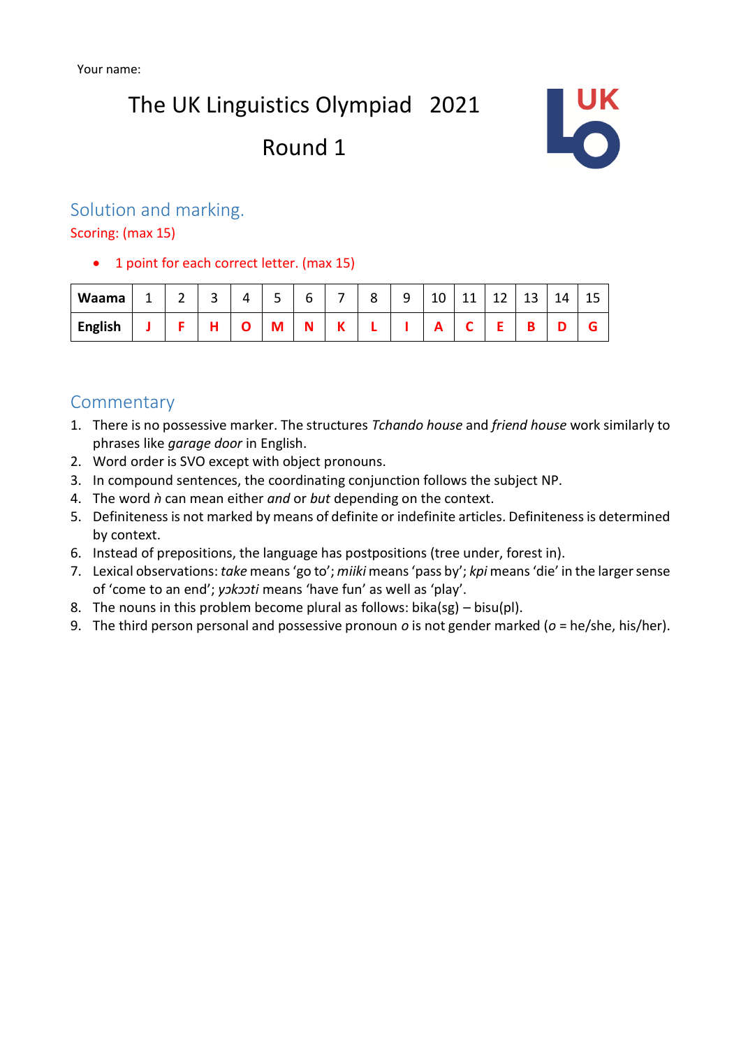Your name:

# The UK Linguistics Olympiad 2021

# Round 1

## Solution and marking.

Scoring: (max 15)

- 1 point for each correct letter. (max 15)

| Waama | 1 | 2 | 3 | 4 | 5 | 6 | 7 | 8 | 9 | 10 | 11 | 12 | 13 | 14 | 15 |
|---|---|---|---|---|---|---|---|---|---|---|---|---|---|---|---|
| English | J | F | H | O | M | N | K | L | I | A | C | E | B | D | G |

## Commentary

1. There is no possessive marker. The structures *Tchando house* and *friend house* work similarly to phrases like *garage door* in English.
2. Word order is SVO except with object pronouns.
3. In compound sentences, the coordinating conjunction follows the subject NP.
4. The word *ǹ* can mean either *and* or *but* depending on the context.
5. Definiteness is not marked by means of definite or indefinite articles. Definiteness is determined by context.
6. Instead of prepositions, the language has postpositions (tree under, forest in).
7. Lexical observations: *take* means 'go to'; *miiki* means 'pass by'; *kpi* means 'die' in the larger sense of 'come to an end'; *yɔkɔɔti* means 'have fun' as well as 'play'.
8. The nouns in this problem become plural as follows: bika(sg) – bisu(pl).
9. The third person personal and possessive pronoun *o* is not gender marked (*o* = he/she, his/her).